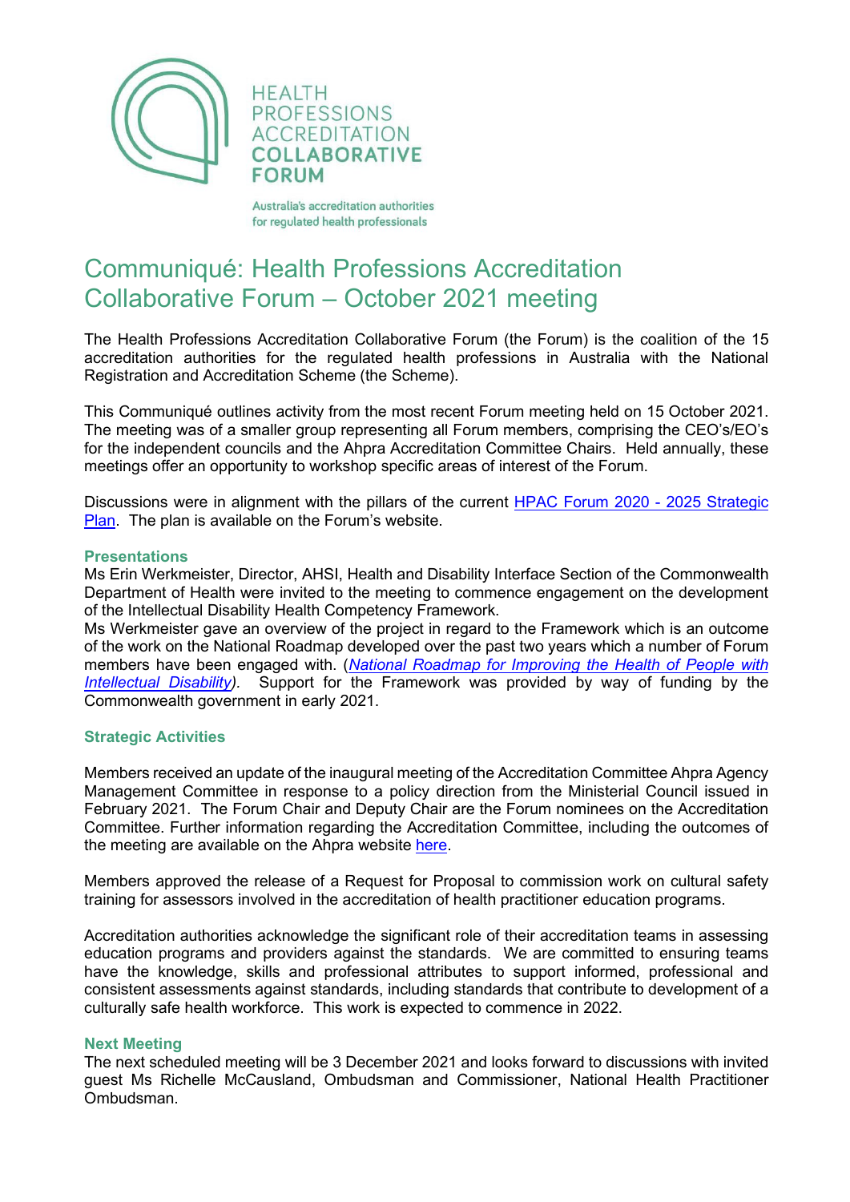HEALTH PROFESSIONS ACCREDITATION COLLABORATIVE FORUM

Australia's accreditation authorities for regulated health professionals

# Communiqué: Health Professions Accreditation Collaborative Forum – October 2021 meeting

The Health Professions Accreditation Collaborative Forum (the Forum) is the coalition of the 15 accreditation authorities for the regulated health professions in Australia with the National Registration and Accreditation Scheme (the Scheme).

This Communiqué outlines activity from the most recent Forum meeting held on 15 October 2021. The meeting was of a smaller group representing all Forum members, comprising the CEO's/EO's for the independent councils and the Ahpra Accreditation Committee Chairs. Held annually, these meetings offer an opportunity to workshop specific areas of interest of the Forum.

Discussions were in alignment with the pillars of the current [HPAC Forum 2020 - 2025 Strategic Plan](). The plan is available on the Forum's website.

## Presentations

Ms Erin Werkmeister, Director, AHSI, Health and Disability Interface Section of the Commonwealth Department of Health were invited to the meeting to commence engagement on the development of the Intellectual Disability Health Competency Framework.

Ms Werkmeister gave an overview of the project in regard to the Framework which is an outcome of the work on the National Roadmap developed over the past two years which a number of Forum members have been engaged with. (*[National Roadmap for Improving the Health of People with Intellectual Disability]()*). Support for the Framework was provided by way of funding by the Commonwealth government in early 2021.

## Strategic Activities

Members received an update of the inaugural meeting of the Accreditation Committee Ahpra Agency Management Committee in response to a policy direction from the Ministerial Council issued in February 2021. The Forum Chair and Deputy Chair are the Forum nominees on the Accreditation Committee. Further information regarding the Accreditation Committee, including the outcomes of the meeting are available on the Ahpra website [here]().

Members approved the release of a Request for Proposal to commission work on cultural safety training for assessors involved in the accreditation of health practitioner education programs.

Accreditation authorities acknowledge the significant role of their accreditation teams in assessing education programs and providers against the standards. We are committed to ensuring teams have the knowledge, skills and professional attributes to support informed, professional and consistent assessments against standards, including standards that contribute to development of a culturally safe health workforce. This work is expected to commence in 2022.

## Next Meeting

The next scheduled meeting will be 3 December 2021 and looks forward to discussions with invited guest Ms Richelle McCausland, Ombudsman and Commissioner, National Health Practitioner Ombudsman.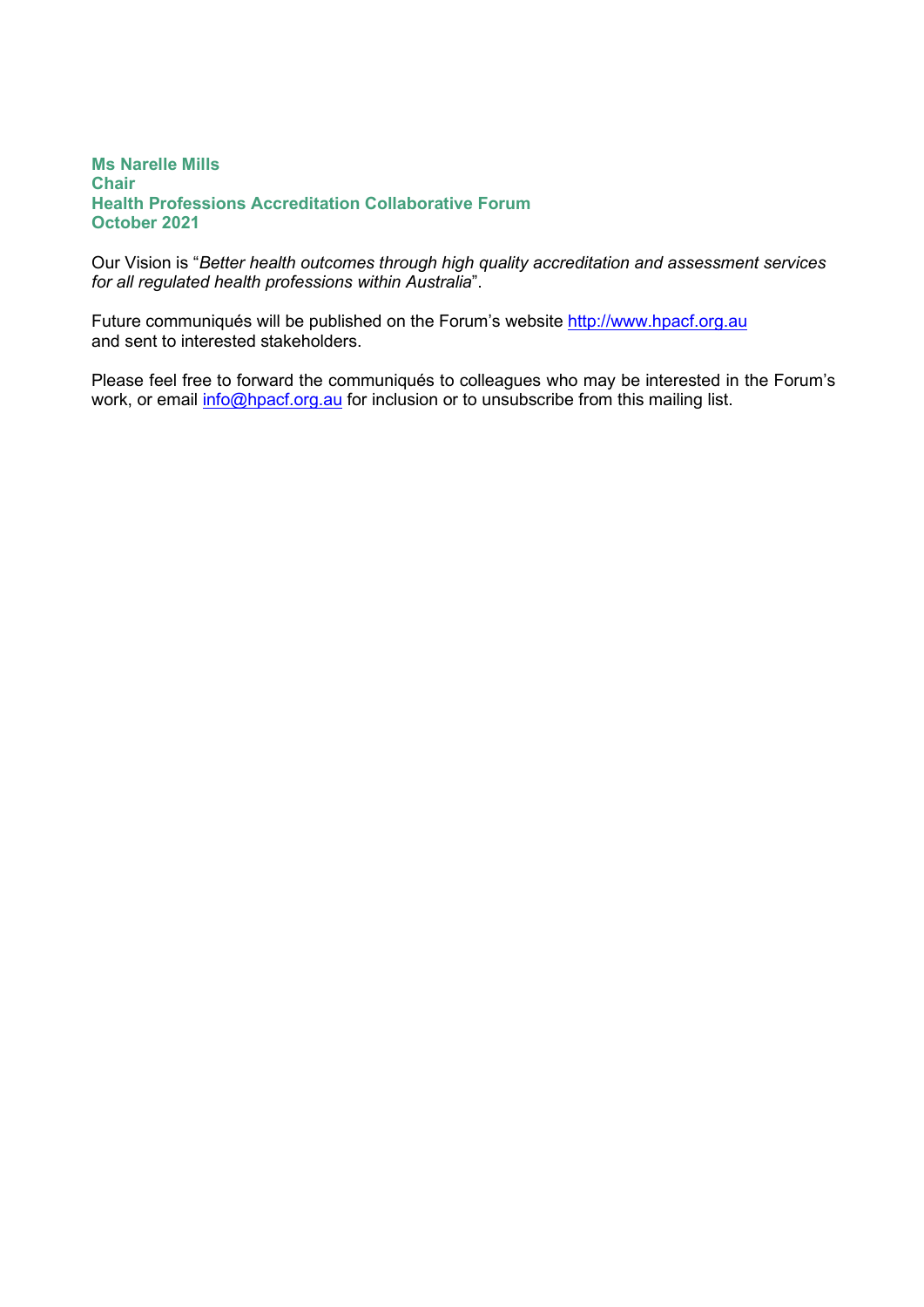**Ms Narelle Mills**
**Chair**
**Health Professions Accreditation Collaborative Forum**
**October 2021**

Our Vision is "*Better health outcomes through high quality accreditation and assessment services for all regulated health professions within Australia*".

Future communiqués will be published on the Forum's website http://www.hpacf.org.au and sent to interested stakeholders.

Please feel free to forward the communiqués to colleagues who may be interested in the Forum's work, or email info@hpacf.org.au for inclusion or to unsubscribe from this mailing list.